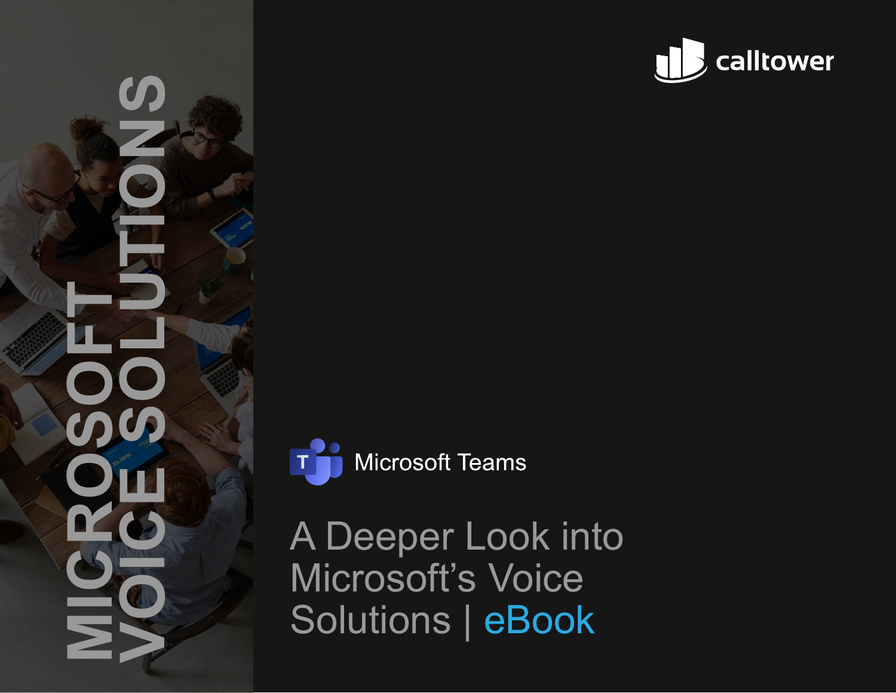# MICROSOFT VOICE SOLUTIONS

calltower

Microsoft Teams

# A Deeper Look into Microsoft's Voice Solutions | eBook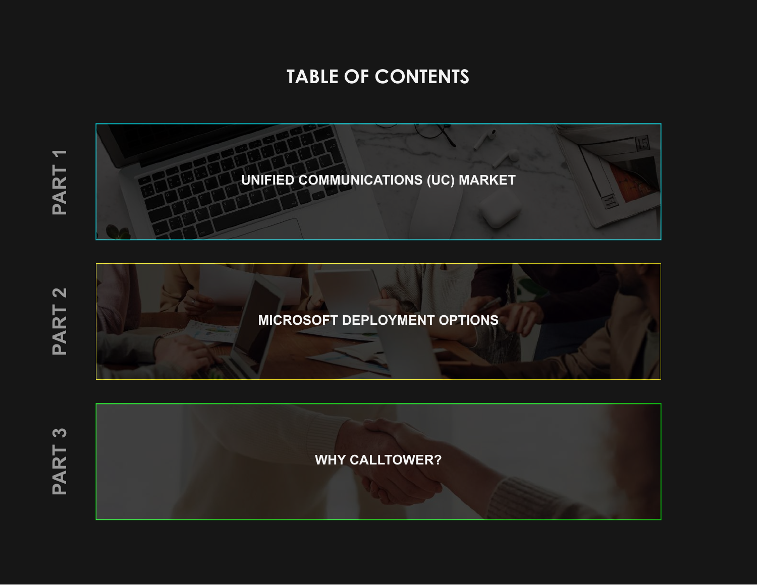# TABLE OF CONTENTS

**PART 1** — UNIFIED COMMUNICATIONS (UC) MARKET

**PART 2** — MICROSOFT DEPLOYMENT OPTIONS

**PART 3** — WHY CALLTOWER?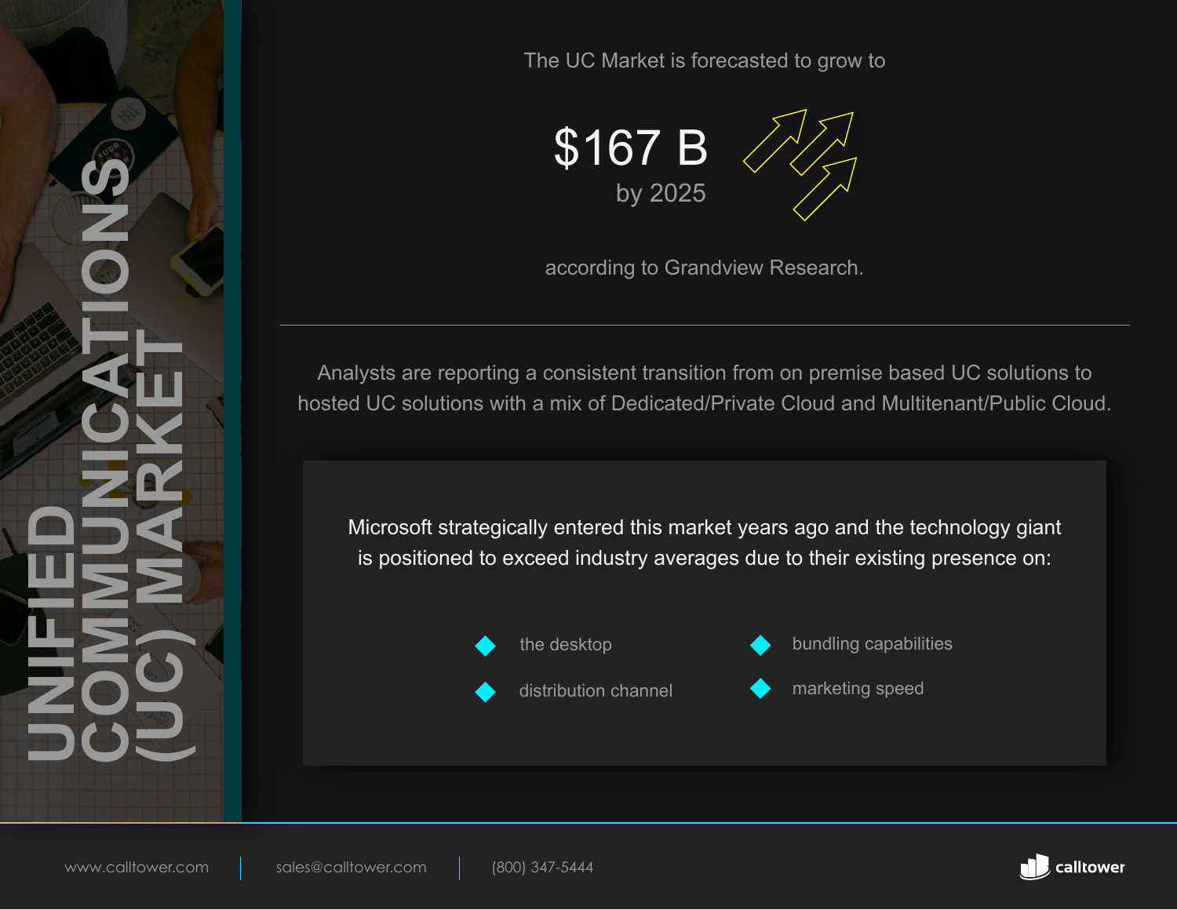# UNIFIED COMMUNICATIONS (UC) MARKET

The UC Market is forecasted to grow to

**$167 B**
by 2025

according to Grandview Research.

---

Analysts are reporting a consistent transition from on premise based UC solutions to hosted UC solutions with a mix of Dedicated/Private Cloud and Multitenant/Public Cloud.

Microsoft strategically entered this market years ago and the technology giant is positioned to exceed industry averages due to their existing presence on:

- the desktop
- distribution channel
- bundling capabilities
- marketing speed

www.calltower.com | sales@calltower.com | (800) 347-5444

calltower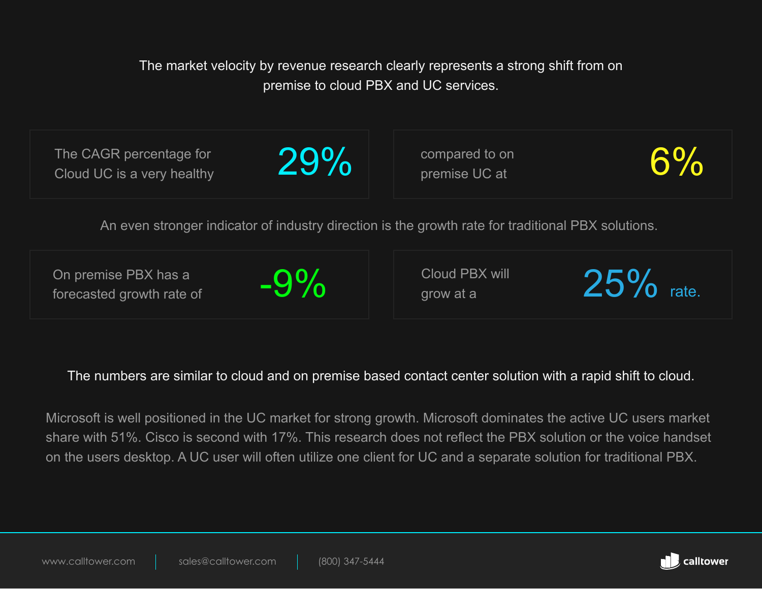The market velocity by revenue research clearly represents a strong shift from on premise to cloud PBX and UC services.

The CAGR percentage for Cloud UC is a very healthy **29%**

compared to on premise UC at **6%**

An even stronger indicator of industry direction is the growth rate for traditional PBX solutions.

On premise PBX has a forecasted growth rate of **-9%**

Cloud PBX will grow at a **25%** rate.

The numbers are similar to cloud and on premise based contact center solution with a rapid shift to cloud.

Microsoft is well positioned in the UC market for strong growth. Microsoft dominates the active UC users market share with 51%. Cisco is second with 17%. This research does not reflect the PBX solution or the voice handset on the users desktop. A UC user will often utilize one client for UC and a separate solution for traditional PBX.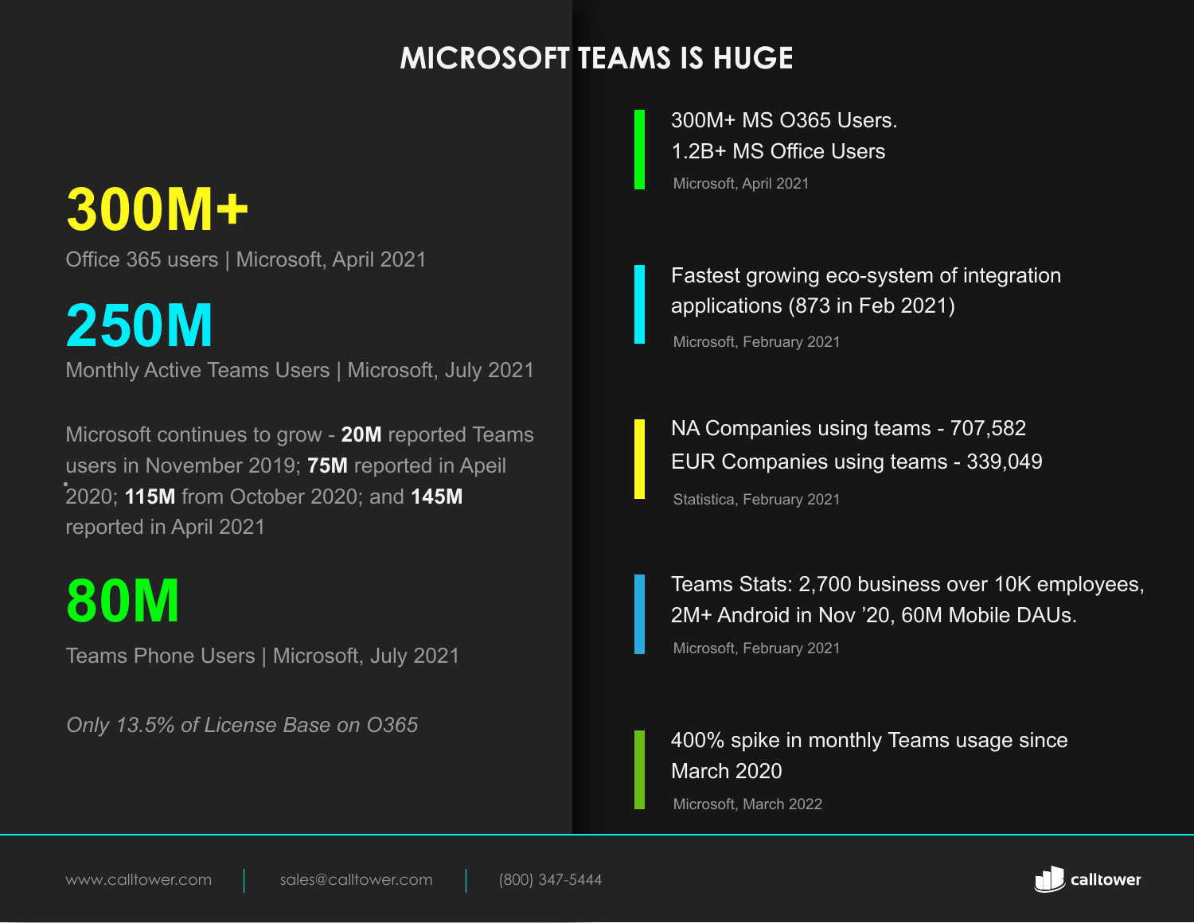# MICROSOFT TEAMS IS HUGE

**300M+**

Office 365 users | Microsoft, April 2021

**250M**

Monthly Active Teams Users | Microsoft, July 2021

Microsoft continues to grow - **20M** reported Teams users in November 2019; **75M** reported in Apeil 2020; **115M** from October 2020; and **145M** reported in April 2021

**80M**

Teams Phone Users | Microsoft, July 2021

*Only 13.5% of License Base on O365*

300M+ MS O365 Users.
1.2B+ MS Office Users

Microsoft, April 2021

Fastest growing eco-system of integration applications (873 in Feb 2021)

Microsoft, February 2021

NA Companies using teams - 707,582
EUR Companies using teams - 339,049

Statistica, February 2021

Teams Stats: 2,700 business over 10K employees, 2M+ Android in Nov '20, 60M Mobile DAUs.

Microsoft, February 2021

400% spike in monthly Teams usage since March 2020

Microsoft, March 2022

www.calltower.com | sales@calltower.com | (800) 347-5444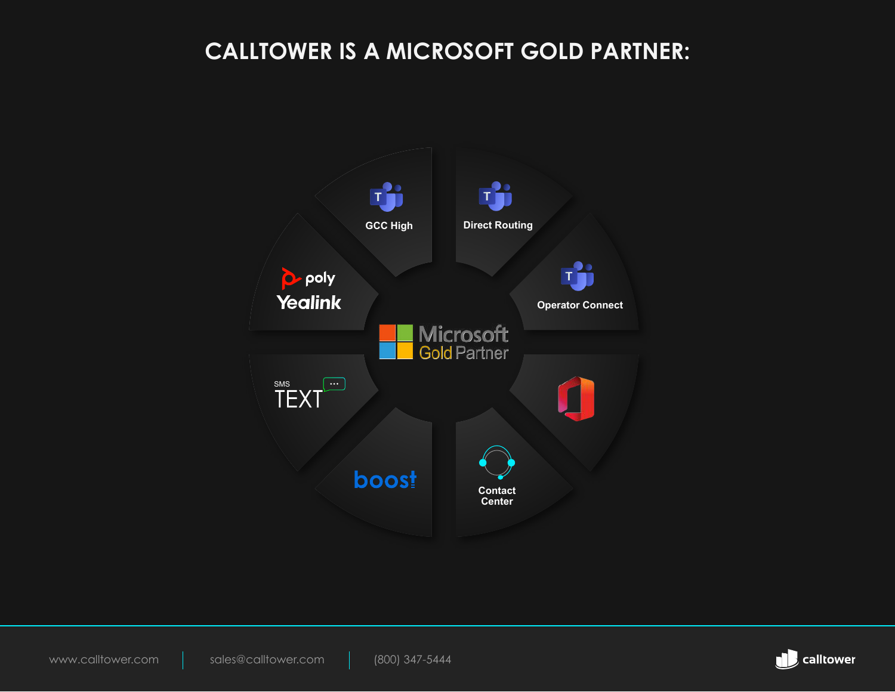# CALLTOWER IS A MICROSOFT GOLD PARTNER:

- GCC High
- Direct Routing
- Operator Connect
- poly
- Yealink
- Microsoft Gold Partner
- SMS TEXT
- boost
- Contact Center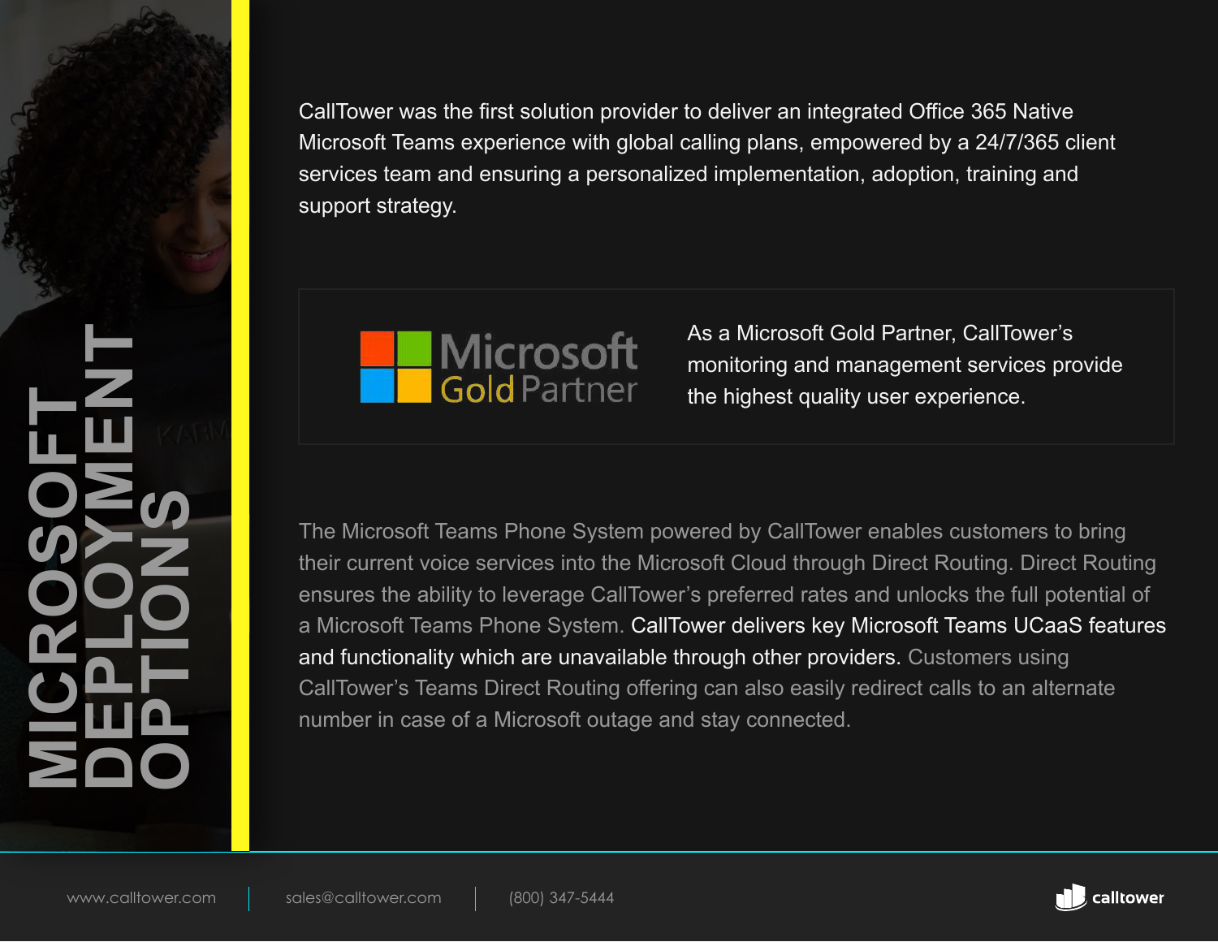# MICROSOFT DEPLOYMENT OPTIONS

CallTower was the first solution provider to deliver an integrated Office 365 Native Microsoft Teams experience with global calling plans, empowered by a 24/7/365 client services team and ensuring a personalized implementation, adoption, training and support strategy.

Microsoft Gold Partner

As a Microsoft Gold Partner, CallTower's monitoring and management services provide the highest quality user experience.

The Microsoft Teams Phone System powered by CallTower enables customers to bring their current voice services into the Microsoft Cloud through Direct Routing. Direct Routing ensures the ability to leverage CallTower's preferred rates and unlocks the full potential of a Microsoft Teams Phone System. **CallTower delivers key Microsoft Teams UCaaS features and functionality which are unavailable through other providers.** Customers using CallTower's Teams Direct Routing offering can also easily redirect calls to an alternate number in case of a Microsoft outage and stay connected.

www.calltower.com | sales@calltower.com | (800) 347-5444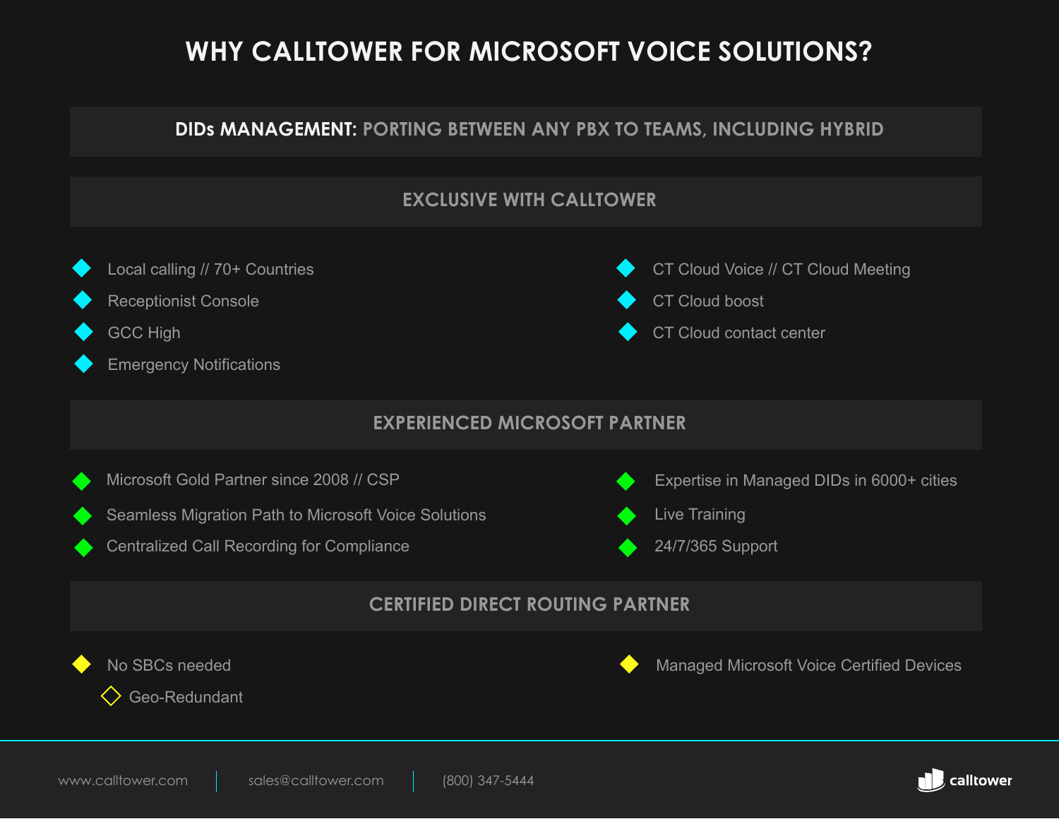# WHY CALLTOWER FOR MICROSOFT VOICE SOLUTIONS?

## DIDs MANAGEMENT: PORTING BETWEEN ANY PBX TO TEAMS, INCLUDING HYBRID

## EXCLUSIVE WITH CALLTOWER

- Local calling // 70+ Countries
- Receptionist Console
- GCC High
- Emergency Notifications
- CT Cloud Voice // CT Cloud Meeting
- CT Cloud boost
- CT Cloud contact center

## EXPERIENCED MICROSOFT PARTNER

- Microsoft Gold Partner since 2008 // CSP
- Seamless Migration Path to Microsoft Voice Solutions
- Centralized Call Recording for Compliance
- Expertise in Managed DIDs in 6000+ cities
- Live Training
- 24/7/365 Support

## CERTIFIED DIRECT ROUTING PARTNER

- No SBCs needed
  - Geo-Redundant
- Managed Microsoft Voice Certified Devices

www.calltower.com | sales@calltower.com | (800) 347-5444

calltower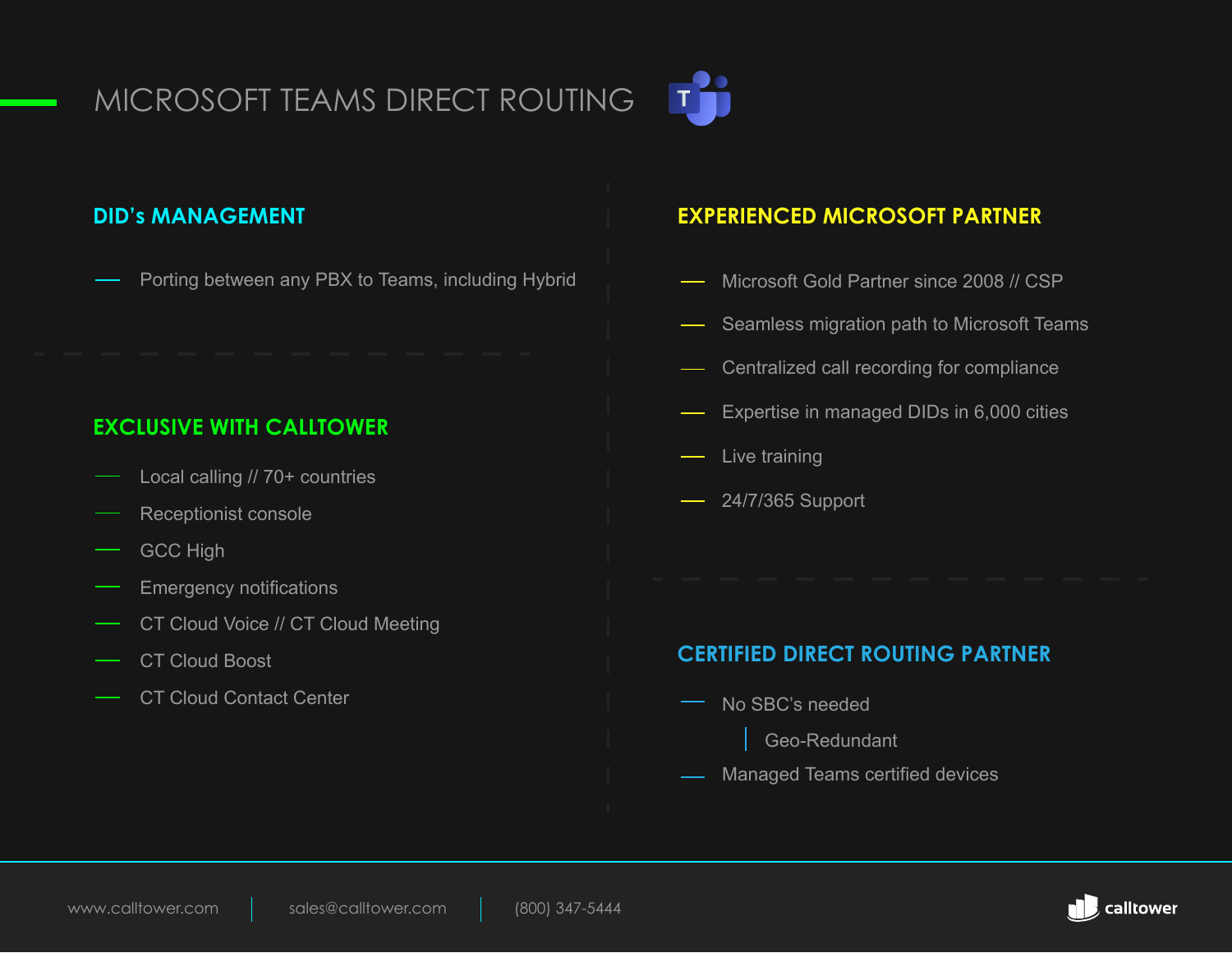# MICROSOFT TEAMS DIRECT ROUTING

## DID's MANAGEMENT

- Porting between any PBX to Teams, including Hybrid

## EXCLUSIVE WITH CALLTOWER

- Local calling // 70+ countries
- Receptionist console
- GCC High
- Emergency notifications
- CT Cloud Voice // CT Cloud Meeting
- CT Cloud Boost
- CT Cloud Contact Center

## EXPERIENCED MICROSOFT PARTNER

- Microsoft Gold Partner since 2008 // CSP
- Seamless migration path to Microsoft Teams
- Centralized call recording for compliance
- Expertise in managed DIDs in 6,000 cities
- Live training
- 24/7/365 Support

## CERTIFIED DIRECT ROUTING PARTNER

- No SBC's needed
  - Geo-Redundant
- Managed Teams certified devices

www.calltower.com | sales@calltower.com | (800) 347-5444

calltower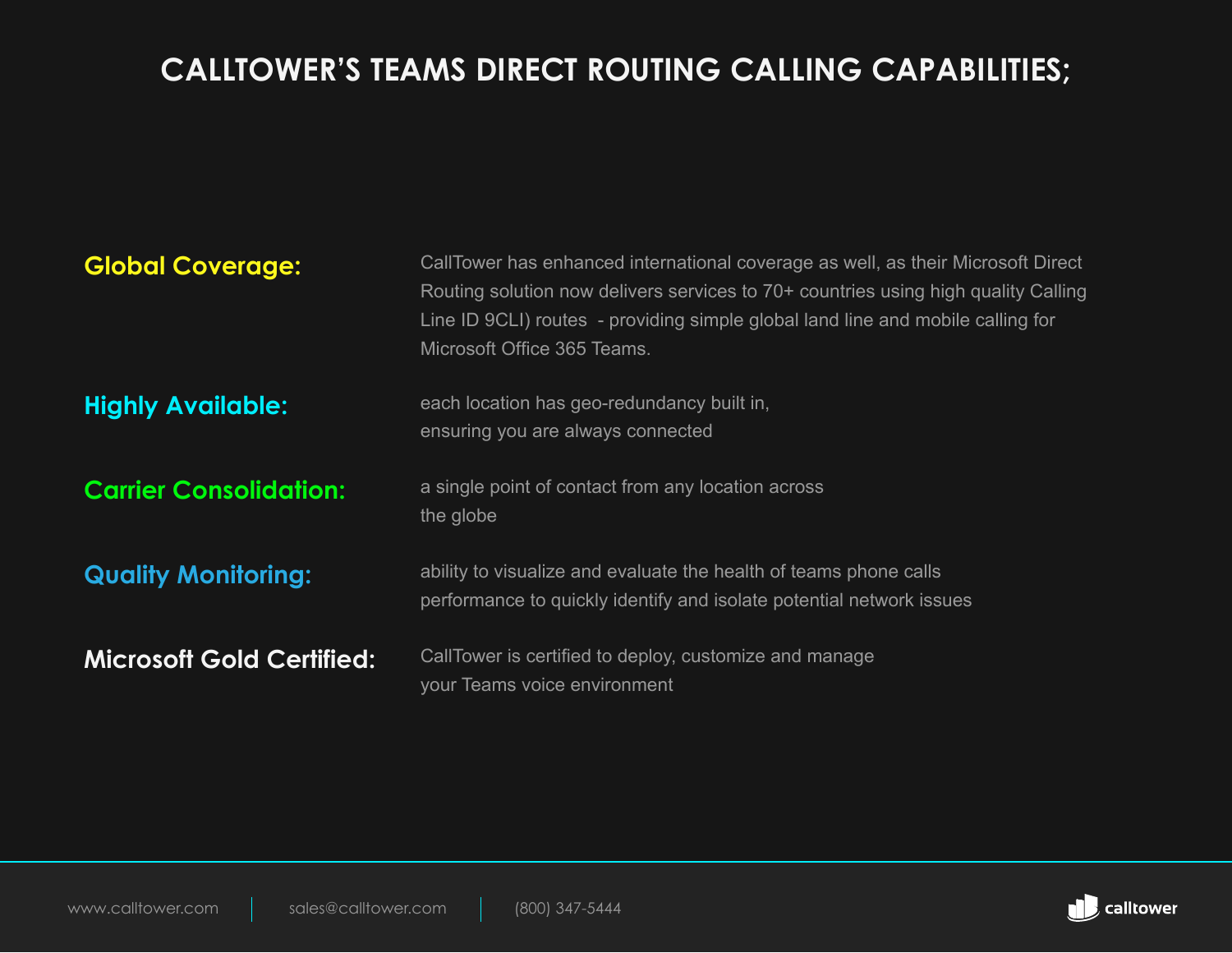# CALLTOWER'S TEAMS DIRECT ROUTING CALLING CAPABILITIES;

**Global Coverage:** CallTower has enhanced international coverage as well, as their Microsoft Direct Routing solution now delivers services to 70+ countries using high quality Calling Line ID 9CLI) routes - providing simple global land line and mobile calling for Microsoft Office 365 Teams.

**Highly Available:** each location has geo-redundancy built in, ensuring you are always connected

**Carrier Consolidation:** a single point of contact from any location across the globe

**Quality Monitoring:** ability to visualize and evaluate the health of teams phone calls performance to quickly identify and isolate potential network issues

**Microsoft Gold Certified:** CallTower is certified to deploy, customize and manage your Teams voice environment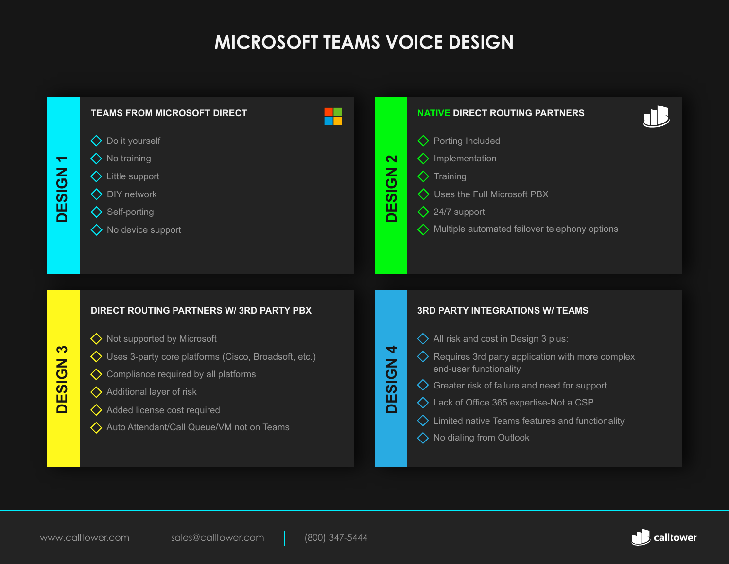# MICROSOFT TEAMS VOICE DESIGN

## DESIGN 1

### TEAMS FROM MICROSOFT DIRECT

- Do it yourself
- No training
- Little support
- DIY network
- Self-porting
- No device support

## DESIGN 2

### NATIVE DIRECT ROUTING PARTNERS

- Porting Included
- Implementation
- Training
- Uses the Full Microsoft PBX
- 24/7 support
- Multiple automated failover telephony options

## DESIGN 3

### DIRECT ROUTING PARTNERS W/ 3RD PARTY PBX

- Not supported by Microsoft
- Uses 3-party core platforms (Cisco, Broadsoft, etc.)
- Compliance required by all platforms
- Additional layer of risk
- Added license cost required
- Auto Attendant/Call Queue/VM not on Teams

## DESIGN 4

### 3RD PARTY INTEGRATIONS W/ TEAMS

- All risk and cost in Design 3 plus:
- Requires 3rd party application with more complex end-user functionality
- Greater risk of failure and need for support
- Lack of Office 365 expertise-Not a CSP
- Limited native Teams features and functionality
- No dialing from Outlook

www.calltower.com | sales@calltower.com | (800) 347-5444

calltower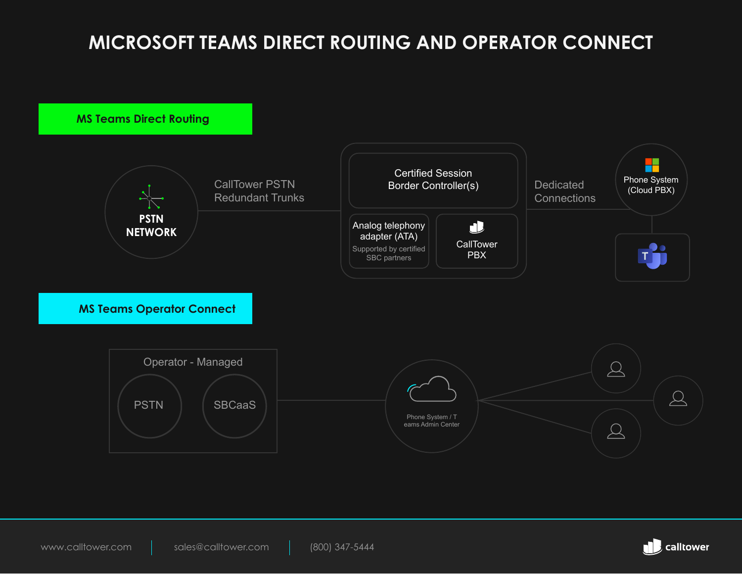# MICROSOFT TEAMS DIRECT ROUTING AND OPERATOR CONNECT

## MS Teams Direct Routing

**PSTN NETWORK**

CallTower PSTN Redundant Trunks

Certified Session Border Controller(s)

Analog telephony adapter (ATA)

Supported by certified SBC partners

CallTower PBX

Dedicated Connections

Phone System (Cloud PBX)

## MS Teams Operator Connect

Operator - Managed

PSTN

SBCaaS

Phone System / Teams Admin Center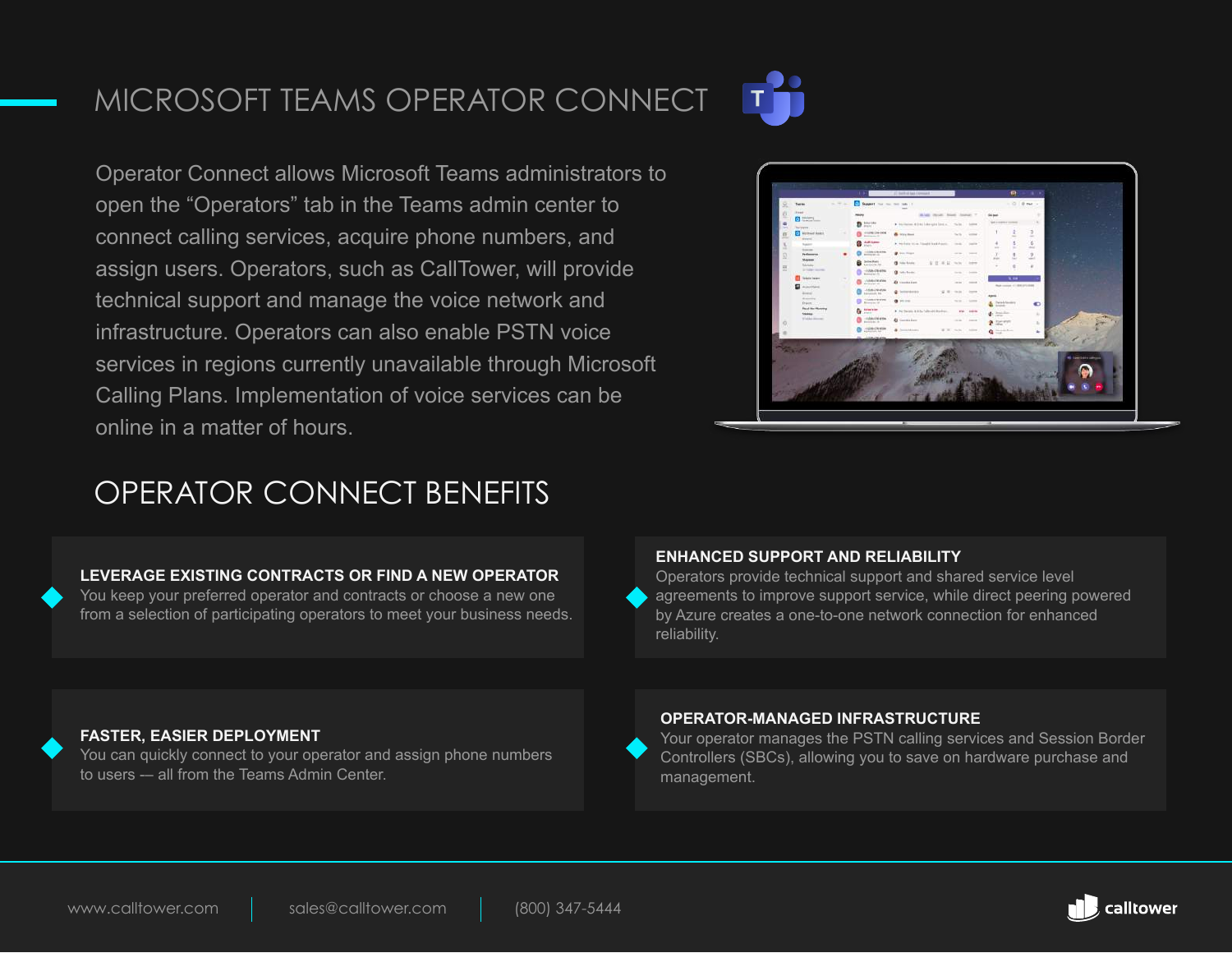# MICROSOFT TEAMS OPERATOR CONNECT

Operator Connect allows Microsoft Teams administrators to open the "Operators" tab in the Teams admin center to connect calling services, acquire phone numbers, and assign users. Operators, such as CallTower, will provide technical support and manage the voice network and infrastructure. Operators can also enable PSTN voice services in regions currently unavailable through Microsoft Calling Plans. Implementation of voice services can be online in a matter of hours.

## OPERATOR CONNECT BENEFITS

**LEVERAGE EXISTING CONTRACTS OR FIND A NEW OPERATOR**
You keep your preferred operator and contracts or choose a new one from a selection of participating operators to meet your business needs.

**ENHANCED SUPPORT AND RELIABILITY**
Operators provide technical support and shared service level agreements to improve support service, while direct peering powered by Azure creates a one-to-one network connection for enhanced reliability.

**FASTER, EASIER DEPLOYMENT**
You can quickly connect to your operator and assign phone numbers to users — all from the Teams Admin Center.

**OPERATOR-MANAGED INFRASTRUCTURE**
Your operator manages the PSTN calling services and Session Border Controllers (SBCs), allowing you to save on hardware purchase and management.

www.calltower.com | sales@calltower.com | (800) 347-5444

calltower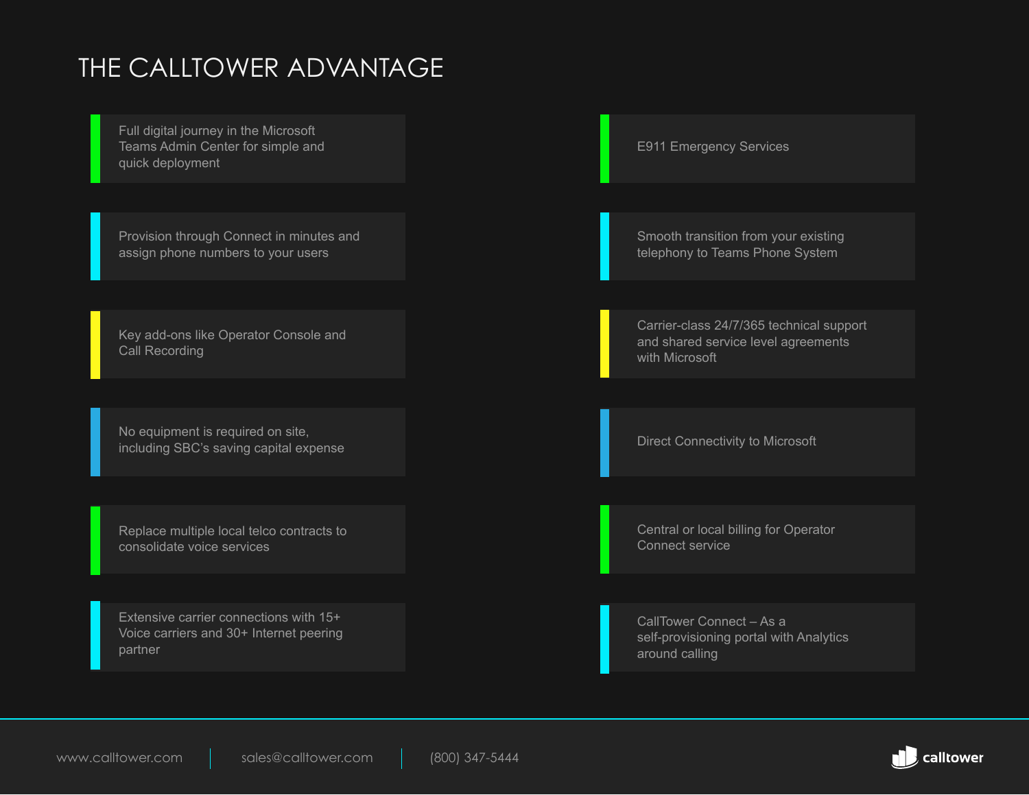# THE CALLTOWER ADVANTAGE

- Full digital journey in the Microsoft Teams Admin Center for simple and quick deployment
- Provision through Connect in minutes and assign phone numbers to your users
- Key add-ons like Operator Console and Call Recording
- No equipment is required on site, including SBC's saving capital expense
- Replace multiple local telco contracts to consolidate voice services
- Extensive carrier connections with 15+ Voice carriers and 30+ Internet peering partner
- E911 Emergency Services
- Smooth transition from your existing telephony to Teams Phone System
- Carrier-class 24/7/365 technical support and shared service level agreements with Microsoft
- Direct Connectivity to Microsoft
- Central or local billing for Operator Connect service
- CallTower Connect – As a self-provisioning portal with Analytics around calling

www.calltower.com | sales@calltower.com | (800) 347-5444

calltower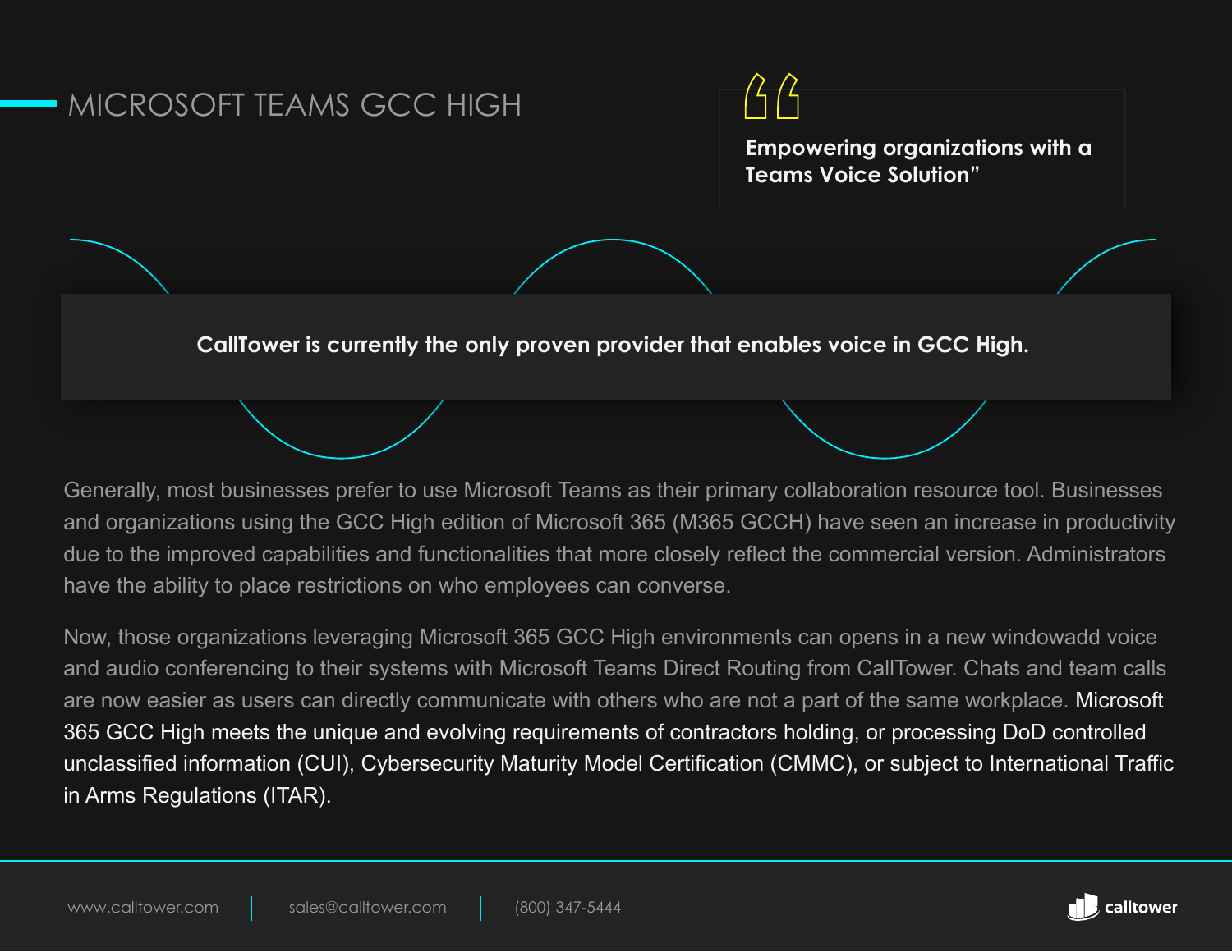## MICROSOFT TEAMS GCC HIGH

> **Empowering organizations with a Teams Voice Solution"**

**CallTower is currently the only proven provider that enables voice in GCC High.**

Generally, most businesses prefer to use Microsoft Teams as their primary collaboration resource tool. Businesses and organizations using the GCC High edition of Microsoft 365 (M365 GCCH) have seen an increase in productivity due to the improved capabilities and functionalities that more closely reflect the commercial version. Administrators have the ability to place restrictions on who employees can converse.

Now, those organizations leveraging Microsoft 365 GCC High environments can opens in a new windowadd voice and audio conferencing to their systems with Microsoft Teams Direct Routing from CallTower. Chats and team calls are now easier as users can directly communicate with others who are not a part of the same workplace. Microsoft 365 GCC High meets the unique and evolving requirements of contractors holding, or processing DoD controlled unclassified information (CUI), Cybersecurity Maturity Model Certification (CMMC), or subject to International Traffic in Arms Regulations (ITAR).

www.calltower.com | sales@calltower.com | (800) 347-5444

calltower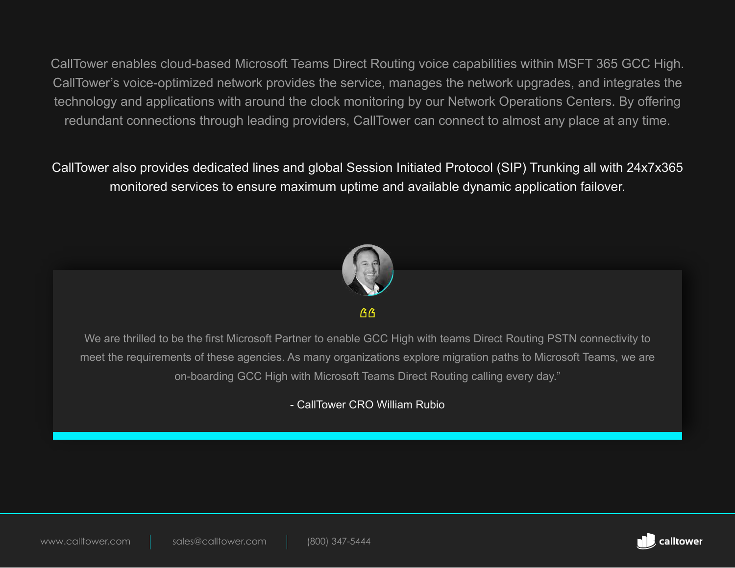CallTower enables cloud-based Microsoft Teams Direct Routing voice capabilities within MSFT 365 GCC High. CallTower's voice-optimized network provides the service, manages the network upgrades, and integrates the technology and applications with around the clock monitoring by our Network Operations Centers. By offering redundant connections through leading providers, CallTower can connect to almost any place at any time.

CallTower also provides dedicated lines and global Session Initiated Protocol (SIP) Trunking all with 24x7x365 monitored services to ensure maximum uptime and available dynamic application failover.

> "We are thrilled to be the first Microsoft Partner to enable GCC High with teams Direct Routing PSTN connectivity to meet the requirements of these agencies. As many organizations explore migration paths to Microsoft Teams, we are on-boarding GCC High with Microsoft Teams Direct Routing calling every day."
>
> - CallTower CRO William Rubio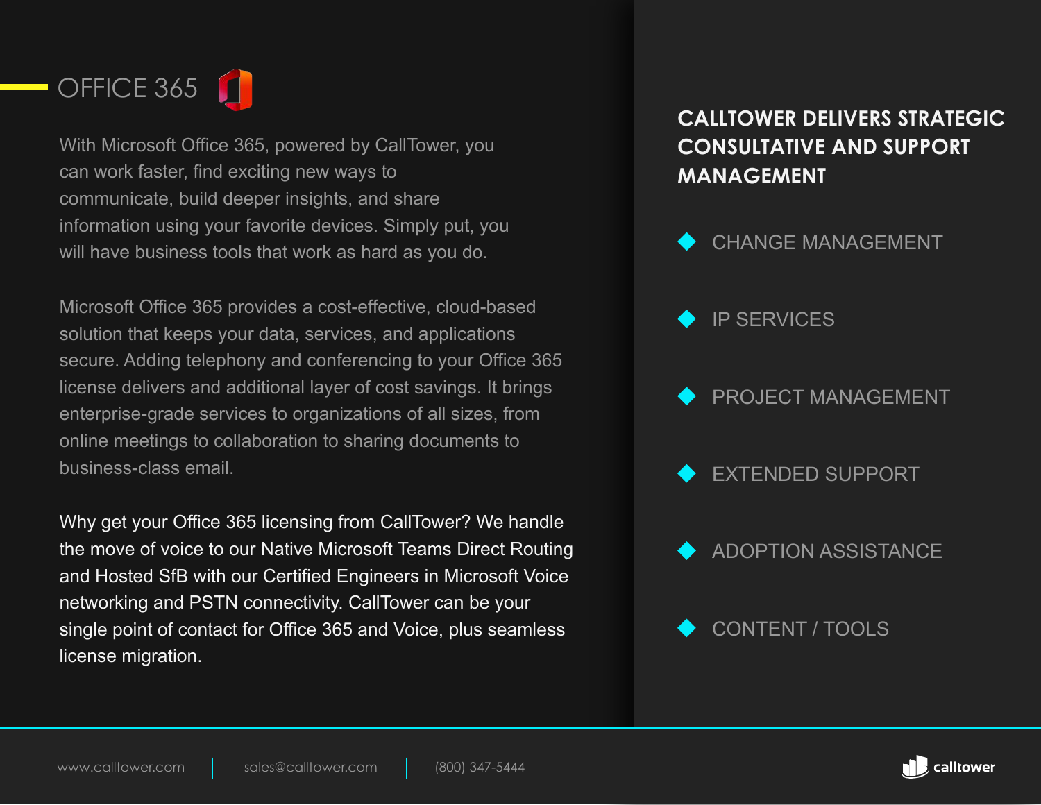## OFFICE 365

With Microsoft Office 365, powered by CallTower, you can work faster, find exciting new ways to communicate, build deeper insights, and share information using your favorite devices. Simply put, you will have business tools that work as hard as you do.

Microsoft Office 365 provides a cost-effective, cloud-based solution that keeps your data, services, and applications secure. Adding telephony and conferencing to your Office 365 license delivers and additional layer of cost savings. It brings enterprise-grade services to organizations of all sizes, from online meetings to collaboration to sharing documents to business-class email.

Why get your Office 365 licensing from CallTower? We handle the move of voice to our Native Microsoft Teams Direct Routing and Hosted SfB with our Certified Engineers in Microsoft Voice networking and PSTN connectivity. CallTower can be your single point of contact for Office 365 and Voice, plus seamless license migration.

### CALLTOWER DELIVERS STRATEGIC CONSULTATIVE AND SUPPORT MANAGEMENT

- CHANGE MANAGEMENT
- IP SERVICES
- PROJECT MANAGEMENT
- EXTENDED SUPPORT
- ADOPTION ASSISTANCE
- CONTENT / TOOLS

www.calltower.com | sales@calltower.com | (800) 347-5444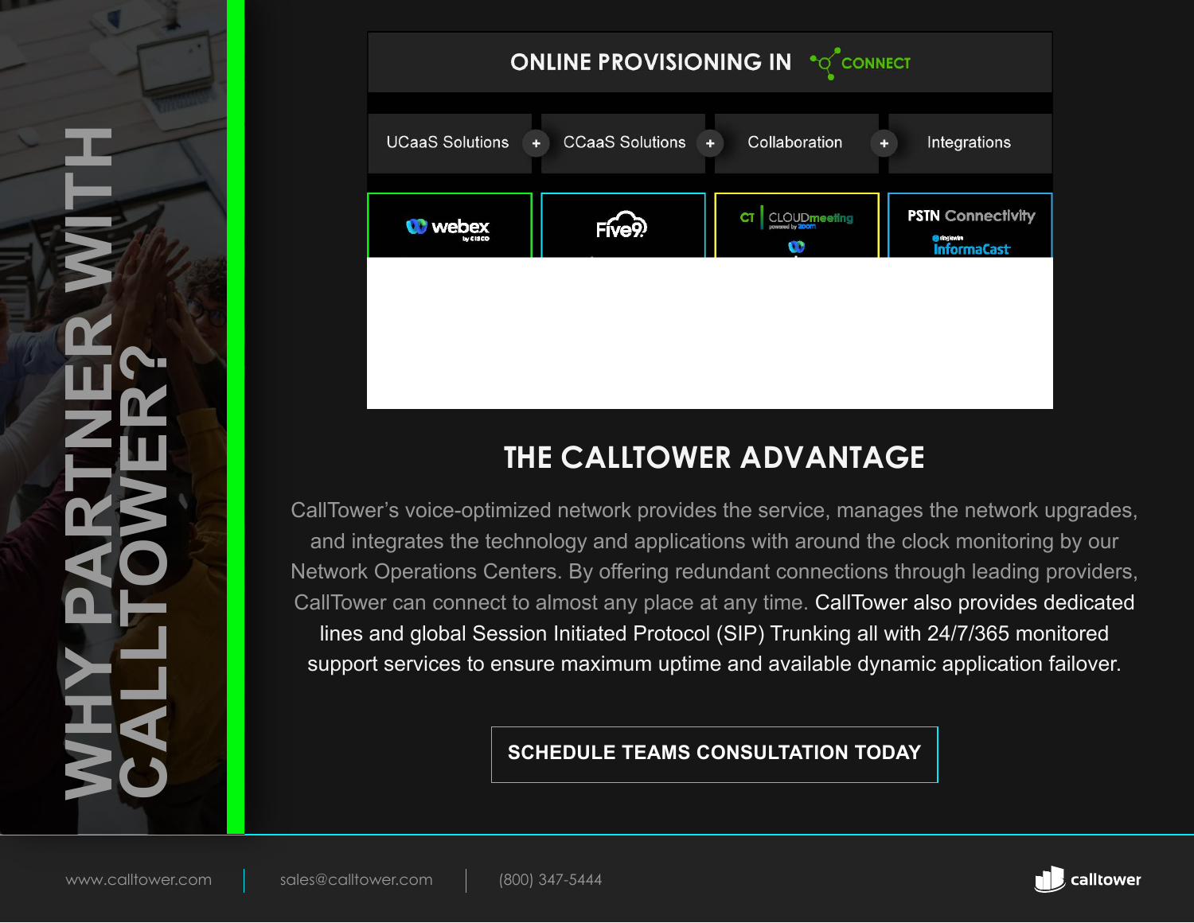# WHY PARTNER WITH CALLTOWER?

## ONLINE PROVISIONING IN CONNECT

| UCaaS Solutions | CCaaS Solutions | Collaboration | Integrations |
|---|---|---|---|
| webex by cisco | Five9 | CT CLOUDmeeting powered by zoom | PSTN Connectivity / Singlewire InformaCast |

## THE CALLTOWER ADVANTAGE

CallTower's voice-optimized network provides the service, manages the network upgrades, and integrates the technology and applications with around the clock monitoring by our Network Operations Centers. By offering redundant connections through leading providers, CallTower can connect to almost any place at any time. CallTower also provides dedicated lines and global Session Initiated Protocol (SIP) Trunking all with 24/7/365 monitored support services to ensure maximum uptime and available dynamic application failover.

**SCHEDULE TEAMS CONSULTATION TODAY**

www.calltower.com | sales@calltower.com | (800) 347-5444

calltower